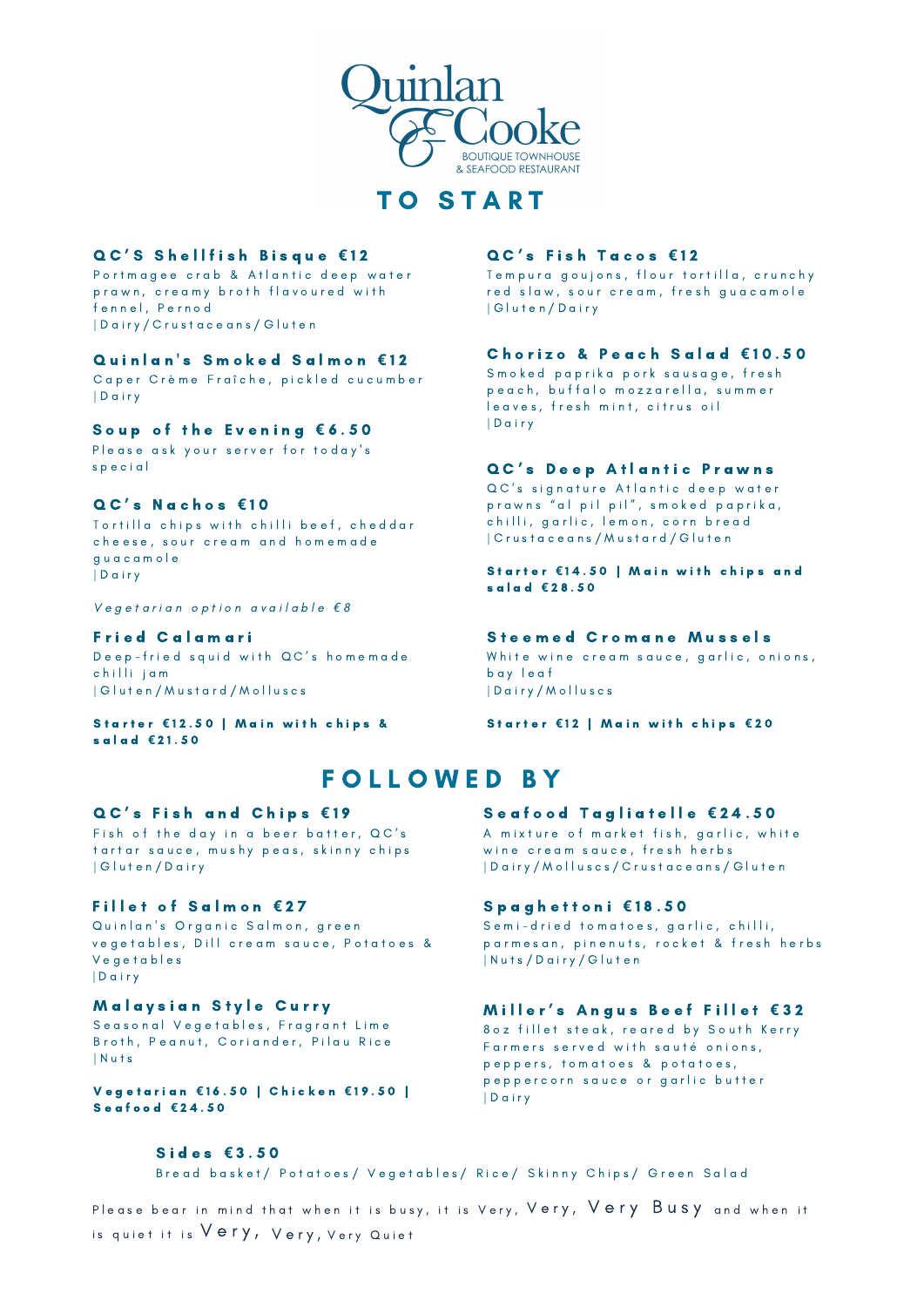# Quinlan & Cooke

BOUTIQUE TOWNHOUSE & SEAFOOD RESTAURANT

## TO START

### QC'S Shellfish Bisque €12

Portmagee crab & Atlantic deep water prawn, creamy broth flavoured with fennel, Pernod
|Dairy/Crustaceans/Gluten

### Quinlan's Smoked Salmon €12

Caper Crème Fraîche, pickled cucumber
|Dairy

### Soup of the Evening €6.50

Please ask your server for today's special

### QC's Nachos €10

Tortilla chips with chilli beef, cheddar cheese, sour cream and homemade guacamole
|Dairy

*Vegetarian option available €8*

### Fried Calamari

Deep-fried squid with QC's homemade chilli jam
|Gluten/Mustard/Molluscs

**Starter €12.50 | Main with chips & salad €21.50**

### QC's Fish Tacos €12

Tempura goujons, flour tortilla, crunchy red slaw, sour cream, fresh guacamole
|Gluten/Dairy

### Chorizo & Peach Salad €10.50

Smoked paprika pork sausage, fresh peach, buffalo mozzarella, summer leaves, fresh mint, citrus oil
|Dairy

### QC's Deep Atlantic Prawns

QC's signature Atlantic deep water prawns "al pil pil", smoked paprika, chilli, garlic, lemon, corn bread
|Crustaceans/Mustard/Gluten

**Starter €14.50 | Main with chips and salad €28.50**

### Steemed Cromane Mussels

White wine cream sauce, garlic, onions, bay leaf
|Dairy/Molluscs

**Starter €12 | Main with chips €20**

## FOLLOWED BY

### QC's Fish and Chips €19

Fish of the day in a beer batter, QC's tartar sauce, mushy peas, skinny chips
|Gluten/Dairy

### Fillet of Salmon €27

Quinlan's Organic Salmon, green vegetables, Dill cream sauce, Potatoes & Vegetables
|Dairy

### Malaysian Style Curry

Seasonal Vegetables, Fragrant Lime Broth, Peanut, Coriander, Pilau Rice
|Nuts

**Vegetarian €16.50 | Chicken €19.50 | Seafood €24.50**

### Seafood Tagliatelle €24.50

A mixture of market fish, garlic, white wine cream sauce, fresh herbs
|Dairy/Molluscs/Crustaceans/Gluten

### Spaghettoni €18.50

Semi-dried tomatoes, garlic, chilli, parmesan, pinenuts, rocket & fresh herbs
|Nuts/Dairy/Gluten

### Miller's Angus Beef Fillet €32

8oz fillet steak, reared by South Kerry Farmers served with sauté onions, peppers, tomatoes & potatoes, peppercorn sauce or garlic butter
|Dairy

### Sides €3.50

Bread basket/ Potatoes/ Vegetables/ Rice/ Skinny Chips/ Green Salad

Please bear in mind that when it is busy, it is Very, Very, Very Busy and when it is quiet it is Very, Very, Very Quiet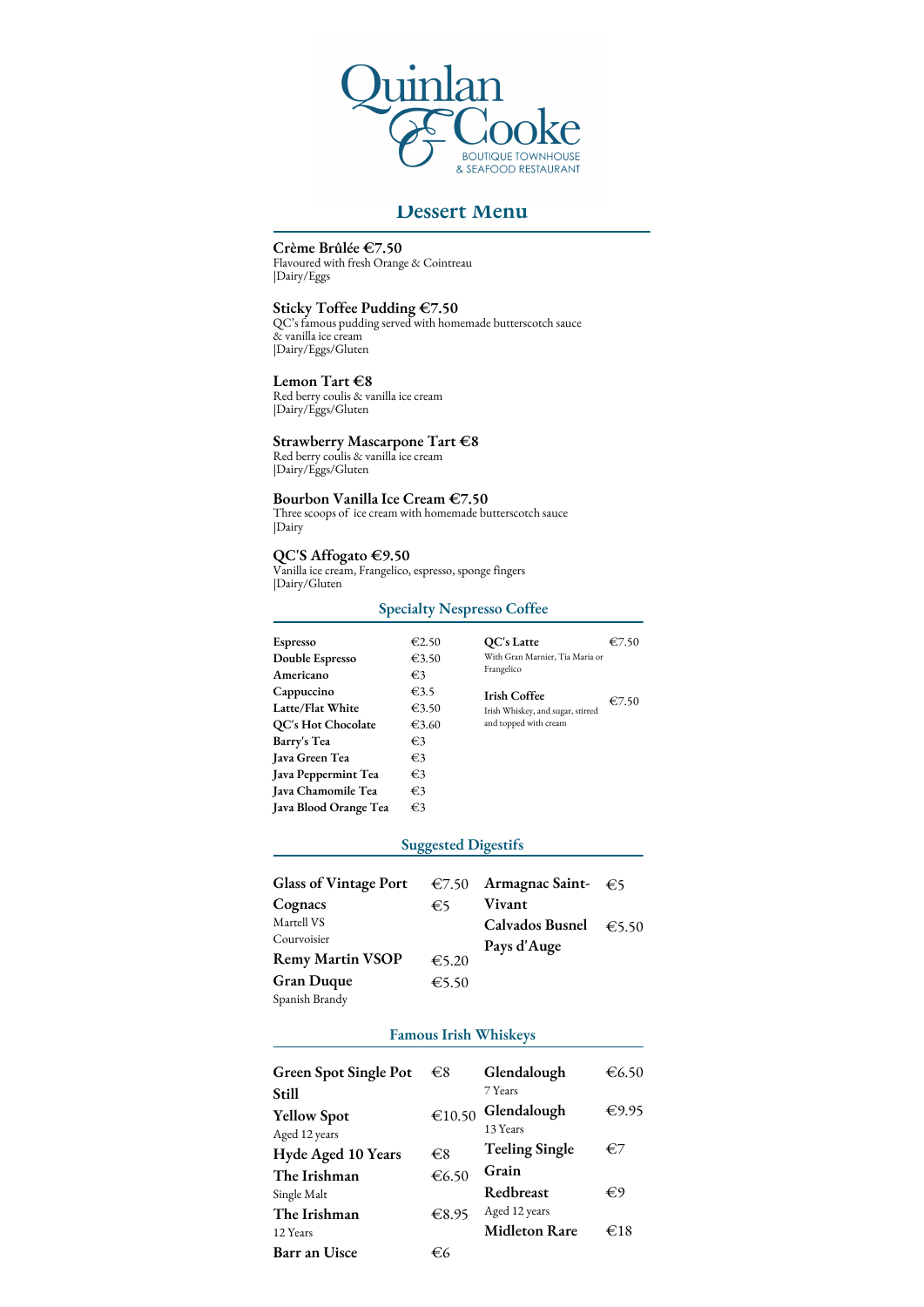Quinlan & Cooke

BOUTIQUE TOWNHOUSE & SEAFOOD RESTAURANT

# Dessert Menu

**Crème Brûlée €7.50**
Flavoured with fresh Orange & Cointreau
|Dairy/Eggs

**Sticky Toffee Pudding €7.50**
QC's famous pudding served with homemade butterscotch sauce & vanilla ice cream
|Dairy/Eggs/Gluten

**Lemon Tart €8**
Red berry coulis & vanilla ice cream
|Dairy/Eggs/Gluten

**Strawberry Mascarpone Tart €8**
Red berry coulis & vanilla ice cream
|Dairy/Eggs/Gluten

**Bourbon Vanilla Ice Cream €7.50**
Three scoops of ice cream with homemade butterscotch sauce
|Dairy

**QC'S Affogato €9.50**
Vanilla ice cream, Frangelico, espresso, sponge fingers
|Dairy/Gluten

## Specialty Nespresso Coffee

| | |
|---|---|
| **Espresso** | €2.50 |
| **Double Espresso** | €3.50 |
| **Americano** | €3 |
| **Cappuccino** | €3.5 |
| **Latte/Flat White** | €3.50 |
| **QC's Hot Chocolate** | €3.60 |
| **Barry's Tea** | €3 |
| **Java Green Tea** | €3 |
| **Java Peppermint Tea** | €3 |
| **Java Chamomile Tea** | €3 |
| **Java Blood Orange Tea** | €3 |
| **QC's Latte**<br>With Gran Marnier, Tia Maria or Frangelico | €7.50 |
| **Irish Coffee**<br>Irish Whiskey, and sugar, stirred and topped with cream | €7.50 |

## Suggested Digestifs

| | |
|---|---|
| **Glass of Vintage Port** | €7.50 |
| **Cognacs**<br>Martell VS<br>Courvoisier | €5 |
| **Remy Martin VSOP** | €5.20 |
| **Gran Duque**<br>Spanish Brandy | €5.50 |
| **Armagnac Saint-Vivant** | €5 |
| **Calvados Busnel Pays d'Auge** | €5.50 |

## Famous Irish Whiskeys

| | |
|---|---|
| **Green Spot Single Pot Still** | €8 |
| **Yellow Spot**<br>Aged 12 years | €10.50 |
| **Hyde Aged 10 Years** | €8 |
| **The Irishman**<br>Single Malt | €6.50 |
| **The Irishman**<br>12 Years | €8.95 |
| **Barr an Uisce** | €6 |
| **Glendalough**<br>7 Years | €6.50 |
| **Glendalough**<br>13 Years | €9.95 |
| **Teeling Single Grain** | €7 |
| **Redbreast**<br>Aged 12 years | €9 |
| **Midleton Rare** | €18 |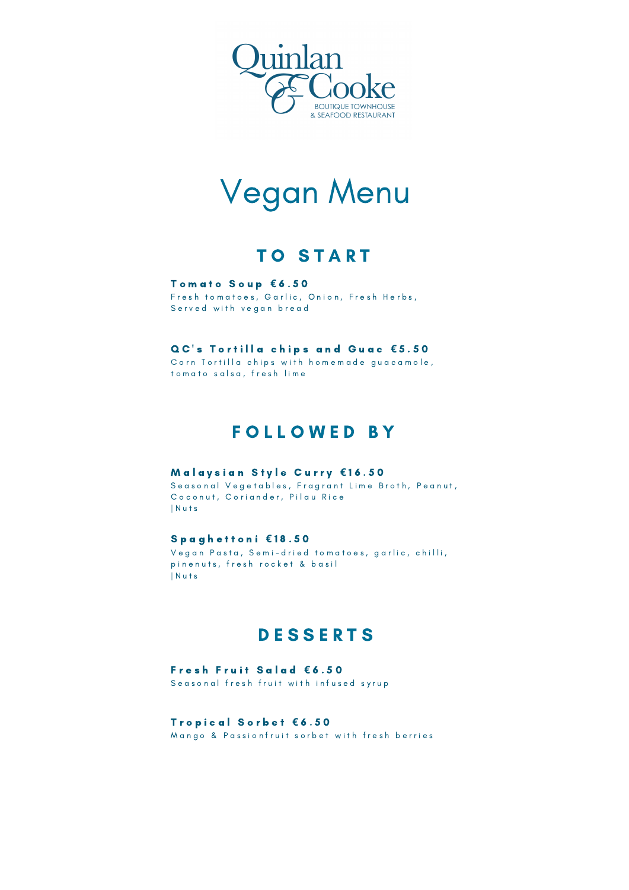Quinlan & Cooke

BOUTIQUE TOWNHOUSE & SEAFOOD RESTAURANT

# Vegan Menu

## TO START

**Tomato Soup €6.50**
Fresh tomatoes, Garlic, Onion, Fresh Herbs, Served with vegan bread

**QC's Tortilla chips and Guac €5.50**
Corn Tortilla chips with homemade guacamole, tomato salsa, fresh lime

## FOLLOWED BY

**Malaysian Style Curry €16.50**
Seasonal Vegetables, Fragrant Lime Broth, Peanut, Coconut, Coriander, Pilau Rice
|Nuts

**Spaghettoni €18.50**
Vegan Pasta, Semi-dried tomatoes, garlic, chilli, pinenuts, fresh rocket & basil
|Nuts

## DESSERTS

**Fresh Fruit Salad €6.50**
Seasonal fresh fruit with infused syrup

**Tropical Sorbet €6.50**
Mango & Passionfruit sorbet with fresh berries